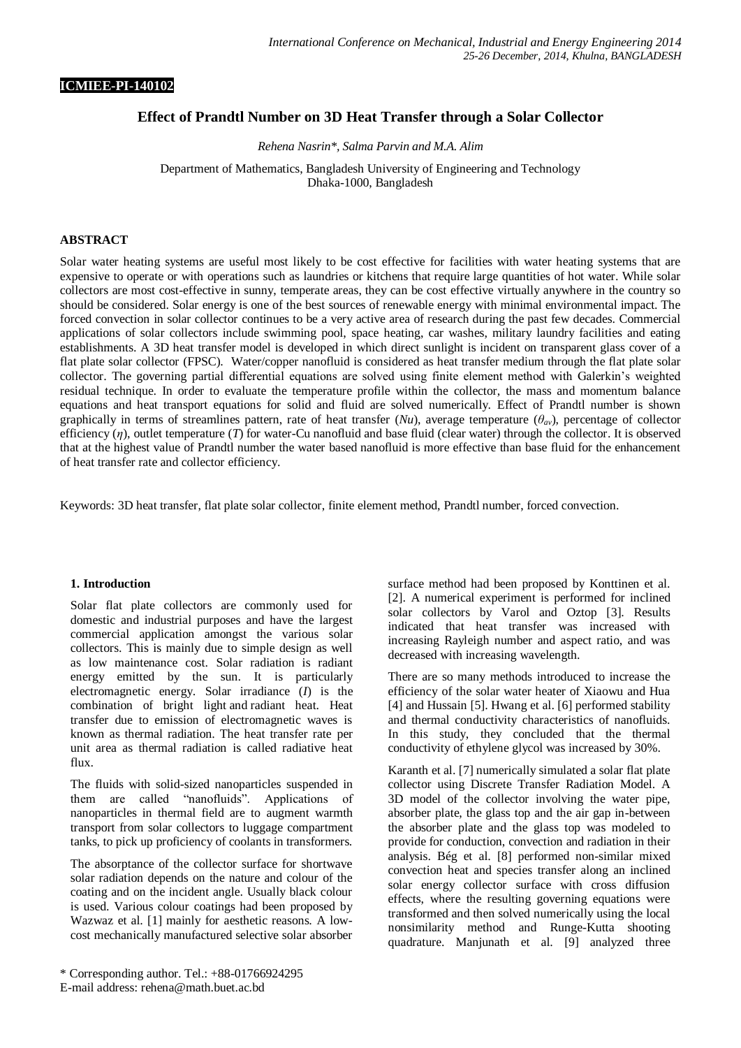**ICMIEE-PI-140102**

# Effect of Prandtl Number on 3D Heat Transfer through a Solar Collector

*Rehena Nasrin\*, Salma Parvin and M.A. Alim*

Department of Mathematics, Bangladesh University of Engineering and Technology
Dhaka-1000, Bangladesh

## ABSTRACT

Solar water heating systems are useful most likely to be cost effective for facilities with water heating systems that are expensive to operate or with operations such as laundries or kitchens that require large quantities of hot water. While solar collectors are most cost-effective in sunny, temperate areas, they can be cost effective virtually anywhere in the country so should be considered. Solar energy is one of the best sources of renewable energy with minimal environmental impact. The forced convection in solar collector continues to be a very active area of research during the past few decades. Commercial applications of solar collectors include swimming pool, space heating, car washes, military laundry facilities and eating establishments. A 3D heat transfer model is developed in which direct sunlight is incident on transparent glass cover of a flat plate solar collector (FPSC). Water/copper nanofluid is considered as heat transfer medium through the flat plate solar collector. The governing partial differential equations are solved using finite element method with Galerkin's weighted residual technique. In order to evaluate the temperature profile within the collector, the mass and momentum balance equations and heat transport equations for solid and fluid are solved numerically. Effect of Prandtl number is shown graphically in terms of streamlines pattern, rate of heat transfer ($Nu$), average temperature ($\theta_{av}$), percentage of collector efficiency ($\eta$), outlet temperature ($T$) for water-Cu nanofluid and base fluid (clear water) through the collector. It is observed that at the highest value of Prandtl number the water based nanofluid is more effective than base fluid for the enhancement of heat transfer rate and collector efficiency.

Keywords: 3D heat transfer, flat plate solar collector, finite element method, Prandtl number, forced convection.

## 1. Introduction

Solar flat plate collectors are commonly used for domestic and industrial purposes and have the largest commercial application amongst the various solar collectors. This is mainly due to simple design as well as low maintenance cost. Solar radiation is radiant energy emitted by the sun. It is particularly electromagnetic energy. Solar irradiance ($I$) is the combination of bright light and radiant heat. Heat transfer due to emission of electromagnetic waves is known as thermal radiation. The heat transfer rate per unit area as thermal radiation is called radiative heat flux.

The fluids with solid-sized nanoparticles suspended in them are called "nanofluids". Applications of nanoparticles in thermal field are to augment warmth transport from solar collectors to luggage compartment tanks, to pick up proficiency of coolants in transformers.

The absorptance of the collector surface for shortwave solar radiation depends on the nature and colour of the coating and on the incident angle. Usually black colour is used. Various colour coatings had been proposed by Wazwaz et al. [1] mainly for aesthetic reasons. A low-cost mechanically manufactured selective solar absorber surface method had been proposed by Konttinen et al. [2]. A numerical experiment is performed for inclined solar collectors by Varol and Oztop [3]. Results indicated that heat transfer was increased with increasing Rayleigh number and aspect ratio, and was decreased with increasing wavelength.

There are so many methods introduced to increase the efficiency of the solar water heater of Xiaowu and Hua [4] and Hussain [5]. Hwang et al. [6] performed stability and thermal conductivity characteristics of nanofluids. In this study, they concluded that the thermal conductivity of ethylene glycol was increased by 30%.

Karanth et al. [7] numerically simulated a solar flat plate collector using Discrete Transfer Radiation Model. A 3D model of the collector involving the water pipe, absorber plate, the glass top and the air gap in-between the absorber plate and the glass top was modeled to provide for conduction, convection and radiation in their analysis. Bég et al. [8] performed non-similar mixed convection heat and species transfer along an inclined solar energy collector surface with cross diffusion effects, where the resulting governing equations were transformed and then solved numerically using the local nonsimilarity method and Runge-Kutta shooting quadrature. Manjunath et al. [9] analyzed three

\* Corresponding author. Tel.: +88-01766924295
E-mail address: rehena@math.buet.ac.bd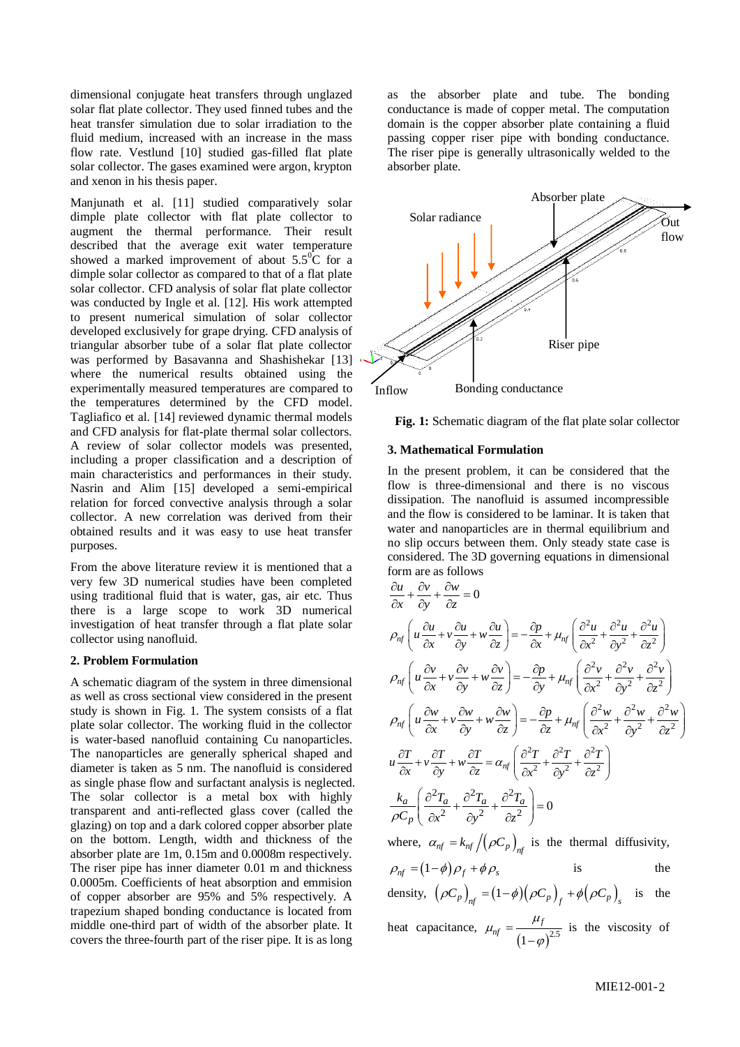dimensional conjugate heat transfers through unglazed solar flat plate collector. They used finned tubes and the heat transfer simulation due to solar irradiation to the fluid medium, increased with an increase in the mass flow rate. Vestlund [10] studied gas-filled flat plate solar collector. The gases examined were argon, krypton and xenon in his thesis paper.

Manjunath et al. [11] studied comparatively solar dimple plate collector with flat plate collector to augment the thermal performance. Their result described that the average exit water temperature showed a marked improvement of about $5.5^0$C for a dimple solar collector as compared to that of a flat plate solar collector. CFD analysis of solar flat plate collector was conducted by Ingle et al. [12]. His work attempted to present numerical simulation of solar collector developed exclusively for grape drying. CFD analysis of triangular absorber tube of a solar flat plate collector was performed by Basavanna and Shashishekar [13] where the numerical results obtained using the experimentally measured temperatures are compared to the temperatures determined by the CFD model. Tagliafico et al. [14] reviewed dynamic thermal models and CFD analysis for flat-plate thermal solar collectors. A review of solar collector models was presented, including a proper classification and a description of main characteristics and performances in their study. Nasrin and Alim [15] developed a semi-empirical relation for forced convective analysis through a solar collector. A new correlation was derived from their obtained results and it was easy to use heat transfer purposes.

From the above literature review it is mentioned that a very few 3D numerical studies have been completed using traditional fluid that is water, gas, air etc. Thus there is a large scope to work 3D numerical investigation of heat transfer through a flat plate solar collector using nanofluid.

## 2. Problem Formulation

A schematic diagram of the system in three dimensional as well as cross sectional view considered in the present study is shown in Fig. 1. The system consists of a flat plate solar collector. The working fluid in the collector is water-based nanofluid containing Cu nanoparticles. The nanoparticles are generally spherical shaped and diameter is taken as 5 nm. The nanofluid is considered as single phase flow and surfactant analysis is neglected. The solar collector is a metal box with highly transparent and anti-reflected glass cover (called the glazing) on top and a dark colored copper absorber plate on the bottom. Length, width and thickness of the absorber plate are 1m, 0.15m and 0.0008m respectively. The riser pipe has inner diameter 0.01 m and thickness 0.0005m. Coefficients of heat absorption and emmision of copper absorber are 95% and 5% respectively. A trapezium shaped bonding conductance is located from middle one-third part of width of the absorber plate. It covers the three-fourth part of the riser pipe. It is as long as the absorber plate and tube. The bonding conductance is made of copper metal. The computation domain is the copper absorber plate containing a fluid passing copper riser pipe with bonding conductance. The riser pipe is generally ultrasonically welded to the absorber plate.

**Fig. 1:** Schematic diagram of the flat plate solar collector

## 3. Mathematical Formulation

In the present problem, it can be considered that the flow is three-dimensional and there is no viscous dissipation. The nanofluid is assumed incompressible and the flow is considered to be laminar. It is taken that water and nanoparticles are in thermal equilibrium and no slip occurs between them. Only steady state case is considered. The 3D governing equations in dimensional form are as follows

$$\frac{\partial u}{\partial x}+\frac{\partial v}{\partial y}+\frac{\partial w}{\partial z}=0$$

$$\rho_{nf}\left(u\frac{\partial u}{\partial x}+v\frac{\partial u}{\partial y}+w\frac{\partial u}{\partial z}\right)=-\frac{\partial p}{\partial x}+\mu_{nf}\left(\frac{\partial^2 u}{\partial x^2}+\frac{\partial^2 u}{\partial y^2}+\frac{\partial^2 u}{\partial z^2}\right)$$

$$\rho_{nf}\left(u\frac{\partial v}{\partial x}+v\frac{\partial v}{\partial y}+w\frac{\partial v}{\partial z}\right)=-\frac{\partial p}{\partial y}+\mu_{nf}\left(\frac{\partial^2 v}{\partial x^2}+\frac{\partial^2 v}{\partial y^2}+\frac{\partial^2 v}{\partial z^2}\right)$$

$$\rho_{nf}\left(u\frac{\partial w}{\partial x}+v\frac{\partial w}{\partial y}+w\frac{\partial w}{\partial z}\right)=-\frac{\partial p}{\partial z}+\mu_{nf}\left(\frac{\partial^2 w}{\partial x^2}+\frac{\partial^2 w}{\partial y^2}+\frac{\partial^2 w}{\partial z^2}\right)$$

$$u\frac{\partial T}{\partial x}+v\frac{\partial T}{\partial y}+w\frac{\partial T}{\partial z}=\alpha_{nf}\left(\frac{\partial^2 T}{\partial x^2}+\frac{\partial^2 T}{\partial y^2}+\frac{\partial^2 T}{\partial z^2}\right)$$

$$\frac{k_a}{\rho C_p}\left(\frac{\partial^2 T_a}{\partial x^2}+\frac{\partial^2 T_a}{\partial y^2}+\frac{\partial^2 T_a}{\partial z^2}\right)=0$$

where, $\alpha_{nf}=k_{nf}/\left(\rho C_p\right)_{nf}$ is the thermal diffusivity, $\rho_{nf}=(1-\phi)\rho_f+\phi\rho_s$ is the density, $\left(\rho C_p\right)_{nf}=(1-\phi)\left(\rho C_p\right)_f+\phi\left(\rho C_p\right)_s$ is the heat capacitance, $\mu_{nf}=\dfrac{\mu_f}{(1-\varphi)^{2.5}}$ is the viscosity of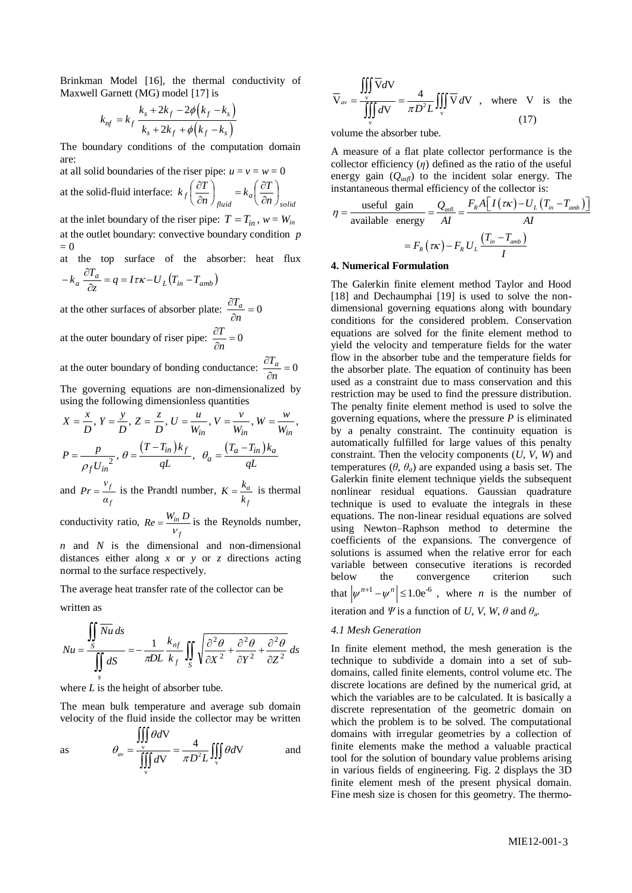Brinkman Model [16], the thermal conductivity of Maxwell Garnett (MG) model [17] is

$$k_{nf} = k_f \frac{k_s + 2k_f - 2\phi\left(k_f - k_s\right)}{k_s + 2k_f + \phi\left(k_f - k_s\right)}$$

The boundary conditions of the computation domain are:

at all solid boundaries of the riser pipe: $u = v = w = 0$

at the solid-fluid interface: $k_f \left(\frac{\partial T}{\partial n}\right)_{fluid} = k_a \left(\frac{\partial T}{\partial n}\right)_{solid}$

at the inlet boundary of the riser pipe: $T = T_{in}$, $w = W_{in}$

at the outlet boundary: convective boundary condition $p = 0$

at the top surface of the absorber: heat flux $-k_a \frac{\partial T_a}{\partial z} = q = I\tau\kappa - U_L\left(T_{in} - T_{amb}\right)$

at the other surfaces of absorber plate: $\frac{\partial T_a}{\partial n} = 0$

at the outer boundary of riser pipe: $\frac{\partial T}{\partial n} = 0$

at the outer boundary of bonding conductance: $\frac{\partial T_a}{\partial n} = 0$

The governing equations are non-dimensionalized by using the following dimensionless quantities

$$X = \frac{x}{D},\ Y = \frac{y}{D},\ Z = \frac{z}{D},\ U = \frac{u}{W_{in}},\ V = \frac{v}{W_{in}},\ W = \frac{w}{W_{in}},$$

$$P = \frac{p}{\rho_f {U_{in}}^2},\ \theta = \frac{\left(T - T_{in}\right)k_f}{qL},\ \ \theta_a = \frac{\left(T_a - T_{in}\right)k_a}{qL}$$

and $Pr = \frac{v_f}{\alpha_f}$ is the Prandtl number, $K = \frac{k_a}{k_f}$ is thermal conductivity ratio, $Re = \frac{W_{in}D}{v_f}$ is the Reynolds number, $n$ and $N$ is the dimensional and non-dimensional distances either along $x$ or $y$ or $z$ directions acting normal to the surface respectively.

The average heat transfer rate of the collector can be written as

$$Nu = \frac{\iint_S \overline{Nu}\, ds}{\iint_s dS} = -\frac{1}{\pi DL}\frac{k_{nf}}{k_f}\iint_S \sqrt{\frac{\partial^2\theta}{\partial X^2} + \frac{\partial^2\theta}{\partial Y^2} + \frac{\partial^2\theta}{\partial Z^2}}\, ds$$

where $L$ is the height of absorber tube.

The mean bulk temperature and average sub domain velocity of the fluid inside the collector may be written as

$$\theta_{av} = \frac{\iiint_{\mathrm{v}} \theta d\mathrm{V}}{\iiint_{\mathrm{v}} d\mathrm{V}} = \frac{4}{\pi D^2 L}\iiint_{\mathrm{v}} \theta d\mathrm{V}$$

and

$$\overline{\mathrm{V}}_{av} = \frac{\iiint_{\mathrm{v}} \overline{\mathrm{V}} d\mathrm{V}}{\iiint_{\mathrm{v}} d\mathrm{V}} = \frac{4}{\pi D^2 L}\iiint_{\mathrm{v}} \overline{\mathrm{V}}\, d\mathrm{V} \quad (17)$$

where V is the volume the absorber tube.

A measure of a flat plate collector performance is the collector efficiency ($\eta$) defined as the ratio of the useful energy gain ($Q_{usfl}$) to the incident solar energy. The instantaneous thermal efficiency of the collector is:

$$\eta = \frac{\text{useful gain}}{\text{available energy}} = \frac{Q_{usfl}}{AI} = \frac{F_R A\left[I\left(\tau\kappa\right) - U_L\left(T_{in} - T_{amb}\right)\right]}{AI}$$

$$= F_R\left(\tau\kappa\right) - F_R U_L \frac{\left(T_{in} - T_{amb}\right)}{I}$$

## 4. Numerical Formulation

The Galerkin finite element method Taylor and Hood [18] and Dechaumphai [19] is used to solve the non-dimensional governing equations along with boundary conditions for the considered problem. Conservation equations are solved for the finite element method to yield the velocity and temperature fields for the water flow in the absorber tube and the temperature fields for the absorber plate. The equation of continuity has been used as a constraint due to mass conservation and this restriction may be used to find the pressure distribution. The penalty finite element method is used to solve the governing equations, where the pressure $P$ is eliminated by a penalty constraint. The continuity equation is automatically fulfilled for large values of this penalty constraint. Then the velocity components ($U$, $V$, $W$) and temperatures ($\theta$, $\theta_a$) are expanded using a basis set. The Galerkin finite element technique yields the subsequent nonlinear residual equations. Gaussian quadrature technique is used to evaluate the integrals in these equations. The non-linear residual equations are solved using Newton–Raphson method to determine the coefficients of the expansions. The convergence of solutions is assumed when the relative error for each variable between consecutive iterations is recorded below the convergence criterion such that $\left|\psi^{n+1} - \psi^{n}\right| \le 1.0\mathrm{e}^{-6}$, where $n$ is the number of iteration and $\Psi$ is a function of $U$, $V$, $W$, $\theta$ and $\theta_a$.

### 4.1 Mesh Generation

In finite element method, the mesh generation is the technique to subdivide a domain into a set of sub-domains, called finite elements, control volume etc. The discrete locations are defined by the numerical grid, at which the variables are to be calculated. It is basically a discrete representation of the geometric domain on which the problem is to be solved. The computational domains with irregular geometries by a collection of finite elements make the method a valuable practical tool for the solution of boundary value problems arising in various fields of engineering. Fig. 2 displays the 3D finite element mesh of the present physical domain. Fine mesh size is chosen for this geometry. The thermo-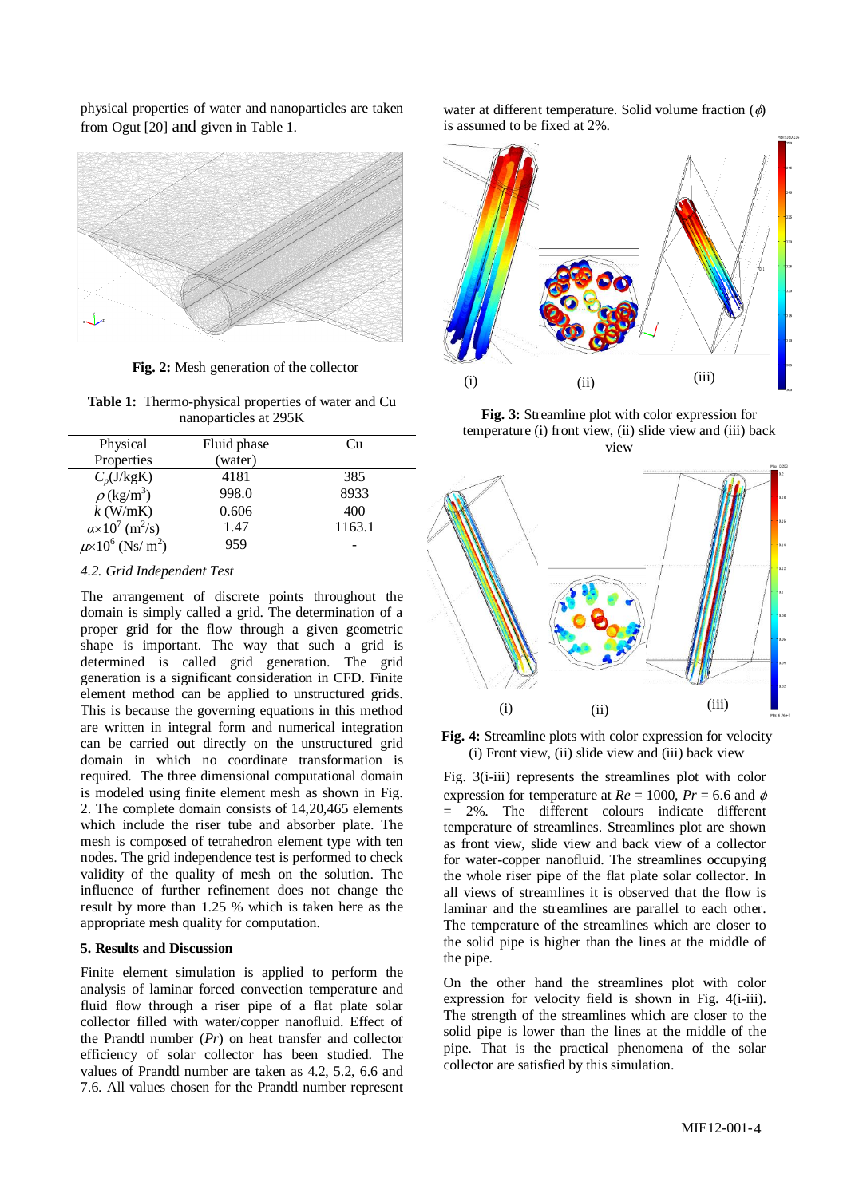physical properties of water and nanoparticles are taken from Ogut [20] and given in Table 1.

Fig. 2: Mesh generation of the collector

**Table 1:** Thermo-physical properties of water and Cu nanoparticles at 295K

| Physical Properties | Fluid phase (water) | Cu |
|---|---|---|
| $C_p$(J/kgK) | 4181 | 385 |
| $\rho$ (kg/m$^3$) | 998.0 | 8933 |
| $k$ (W/mK) | 0.606 | 400 |
| $\alpha\times10^7$ (m$^2$/s) | 1.47 | 1163.1 |
| $\mu\times10^6$ (Ns/ m$^2$) | 959 | - |

### 4.2. Grid Independent Test

The arrangement of discrete points throughout the domain is simply called a grid. The determination of a proper grid for the flow through a given geometric shape is important. The way that such a grid is determined is called grid generation. The grid generation is a significant consideration in CFD. Finite element method can be applied to unstructured grids. This is because the governing equations in this method are written in integral form and numerical integration can be carried out directly on the unstructured grid domain in which no coordinate transformation is required. The three dimensional computational domain is modeled using finite element mesh as shown in Fig. 2. The complete domain consists of 14,20,465 elements which include the riser tube and absorber plate. The mesh is composed of tetrahedron element type with ten nodes. The grid independence test is performed to check validity of the quality of mesh on the solution. The influence of further refinement does not change the result by more than 1.25 % which is taken here as the appropriate mesh quality for computation.

## 5. Results and Discussion

Finite element simulation is applied to perform the analysis of laminar forced convection temperature and fluid flow through a riser pipe of a flat plate solar collector filled with water/copper nanofluid. Effect of the Prandtl number (*Pr*) on heat transfer and collector efficiency of solar collector has been studied. The values of Prandtl number are taken as 4.2, 5.2, 6.6 and 7.6. All values chosen for the Prandtl number represent water at different temperature. Solid volume fraction ($\phi$) is assumed to be fixed at 2%.

**Fig. 3:** Streamline plot with color expression for temperature (i) front view, (ii) slide view and (iii) back view

**Fig. 4:** Streamline plots with color expression for velocity (i) Front view, (ii) slide view and (iii) back view

Fig. 3(i-iii) represents the streamlines plot with color expression for temperature at *Re* = 1000, *Pr* = 6.6 and $\phi$ = 2%. The different colours indicate different temperature of streamlines. Streamlines plot are shown as front view, slide view and back view of a collector for water-copper nanofluid. The streamlines occupying the whole riser pipe of the flat plate solar collector. In all views of streamlines it is observed that the flow is laminar and the streamlines are parallel to each other. The temperature of the streamlines which are closer to the solid pipe is higher than the lines at the middle of the pipe.

On the other hand the streamlines plot with color expression for velocity field is shown in Fig. 4(i-iii). The strength of the streamlines which are closer to the solid pipe is lower than the lines at the middle of the pipe. That is the practical phenomena of the solar collector are satisfied by this simulation.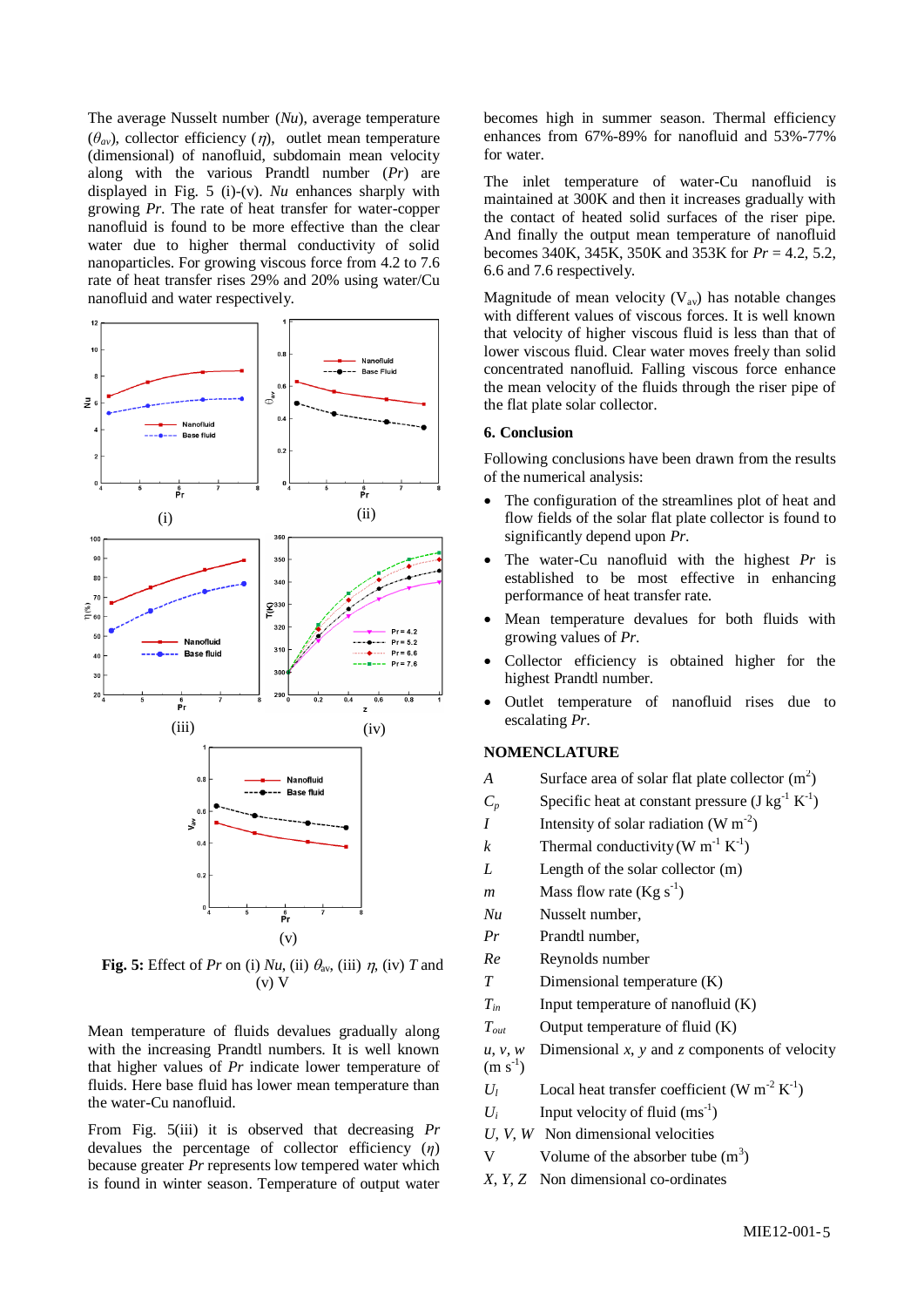The average Nusselt number ($Nu$), average temperature ($\theta_{av}$), collector efficiency ($\eta$), outlet mean temperature (dimensional) of nanofluid, subdomain mean velocity along with the various Prandtl number ($Pr$) are displayed in Fig. 5 (i)-(v). $Nu$ enhances sharply with growing $Pr$. The rate of heat transfer for water-copper nanofluid is found to be more effective than the clear water due to higher thermal conductivity of solid nanoparticles. For growing viscous force from 4.2 to 7.6 rate of heat transfer rises 29% and 20% using water/Cu nanofluid and water respectively.

**Fig. 5:** Effect of $Pr$ on (i) $Nu$, (ii) $\theta_{av}$, (iii) $\eta$, (iv) $T$ and (v) V

Mean temperature of fluids devalues gradually along with the increasing Prandtl numbers. It is well known that higher values of $Pr$ indicate lower temperature of fluids. Here base fluid has lower mean temperature than the water-Cu nanofluid.

From Fig. 5(iii) it is observed that decreasing $Pr$ devalues the percentage of collector efficiency ($\eta$) because greater $Pr$ represents low tempered water which is found in winter season. Temperature of output water becomes high in summer season. Thermal efficiency enhances from 67%-89% for nanofluid and 53%-77% for water.

The inlet temperature of water-Cu nanofluid is maintained at 300K and then it increases gradually with the contact of heated solid surfaces of the riser pipe. And finally the output mean temperature of nanofluid becomes 340K, 345K, 350K and 353K for $Pr$ = 4.2, 5.2, 6.6 and 7.6 respectively.

Magnitude of mean velocity ($V_{av}$) has notable changes with different values of viscous forces. It is well known that velocity of higher viscous fluid is less than that of lower viscous fluid. Clear water moves freely than solid concentrated nanofluid. Falling viscous force enhance the mean velocity of the fluids through the riser pipe of the flat plate solar collector.

## 6. Conclusion

Following conclusions have been drawn from the results of the numerical analysis:

- The configuration of the streamlines plot of heat and flow fields of the solar flat plate collector is found to significantly depend upon $Pr$.
- The water-Cu nanofluid with the highest $Pr$ is established to be most effective in enhancing performance of heat transfer rate.
- Mean temperature devalues for both fluids with growing values of $Pr$.
- Collector efficiency is obtained higher for the highest Prandtl number.
- Outlet temperature of nanofluid rises due to escalating $Pr$.

## NOMENCLATURE

| | |
|---|---|
| $A$ | Surface area of solar flat plate collector ($m^2$) |
| $C_p$ | Specific heat at constant pressure (J $kg^{-1}$ $K^{-1}$) |
| $I$ | Intensity of solar radiation (W $m^{-2}$) |
| $k$ | Thermal conductivity (W $m^{-1}$ $K^{-1}$) |
| $L$ | Length of the solar collector (m) |
| $m$ | Mass flow rate (Kg $s^{-1}$) |
| $Nu$ | Nusselt number, |
| $Pr$ | Prandtl number, |
| $Re$ | Reynolds number |
| $T$ | Dimensional temperature (K) |
| $T_{in}$ | Input temperature of nanofluid (K) |
| $T_{out}$ | Output temperature of fluid (K) |
| $u, v, w$ (m $s^{-1}$) | Dimensional $x$, $y$ and $z$ components of velocity |
| $U_l$ | Local heat transfer coefficient (W $m^{-2}$ $K^{-1}$) |
| $U_i$ | Input velocity of fluid (m$s^{-1}$) |
| $U, V, W$ | Non dimensional velocities |
| V | Volume of the absorber tube ($m^3$) |
| $X, Y, Z$ | Non dimensional co-ordinates |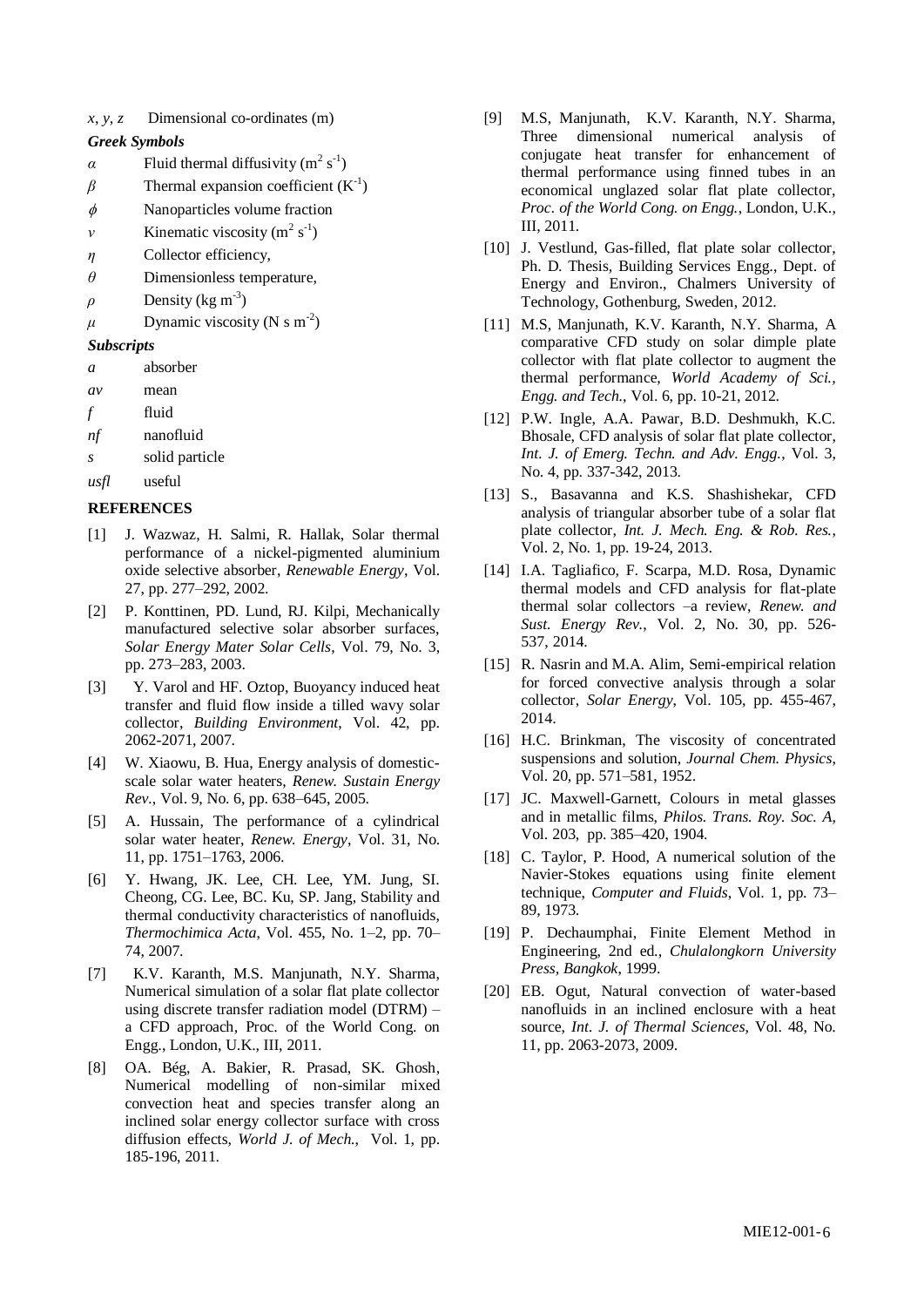$x, y, z$ Dimensional co-ordinates (m)

***Greek Symbols***

$\alpha$ Fluid thermal diffusivity ($m^2 s^{-1}$)

$\beta$ Thermal expansion coefficient ($K^{-1}$)

$\phi$ Nanoparticles volume fraction

$\nu$ Kinematic viscosity ($m^2 s^{-1}$)

$\eta$ Collector efficiency,

$\theta$ Dimensionless temperature,

$\rho$ Density ($kg\ m^{-3}$)

$\mu$ Dynamic viscosity ($N\ s\ m^{-2}$)

***Subscripts***

*a* absorber

*av* mean

*f* fluid

*nf* nanofluid

*s* solid particle

*usfl* useful

## REFERENCES

[1] J. Wazwaz, H. Salmi, R. Hallak, Solar thermal performance of a nickel-pigmented aluminium oxide selective absorber, *Renewable Energy*, Vol. 27, pp. 277–292, 2002.

[2] P. Konttinen, PD. Lund, RJ. Kilpi, Mechanically manufactured selective solar absorber surfaces, *Solar Energy Mater Solar Cells*, Vol. 79, No. 3, pp. 273–283, 2003.

[3] Y. Varol and HF. Oztop, Buoyancy induced heat transfer and fluid flow inside a tilled wavy solar collector, *Building Environment*, Vol. 42, pp. 2062-2071, 2007.

[4] W. Xiaowu, B. Hua, Energy analysis of domestic-scale solar water heaters, *Renew. Sustain Energy Rev.*, Vol. 9, No. 6, pp. 638–645, 2005.

[5] A. Hussain, The performance of a cylindrical solar water heater, *Renew. Energy*, Vol. 31, No. 11, pp. 1751–1763, 2006.

[6] Y. Hwang, JK. Lee, CH. Lee, YM. Jung, SI. Cheong, CG. Lee, BC. Ku, SP. Jang, Stability and thermal conductivity characteristics of nanofluids, *Thermochimica Acta*, Vol. 455, No. 1–2, pp. 70–74, 2007.

[7] K.V. Karanth, M.S. Manjunath, N.Y. Sharma, Numerical simulation of a solar flat plate collector using discrete transfer radiation model (DTRM) – a CFD approach, Proc. of the World Cong. on Engg., London, U.K., III, 2011.

[8] OA. Bég, A. Bakier, R. Prasad, SK. Ghosh, Numerical modelling of non-similar mixed convection heat and species transfer along an inclined solar energy collector surface with cross diffusion effects, *World J. of Mech.*, Vol. 1, pp. 185-196, 2011.

[9] M.S, Manjunath, K.V. Karanth, N.Y. Sharma, Three dimensional numerical analysis of conjugate heat transfer for enhancement of thermal performance using finned tubes in an economical unglazed solar flat plate collector, *Proc. of the World Cong. on Engg.*, London, U.K., III, 2011.

[10] J. Vestlund, Gas-filled, flat plate solar collector, Ph. D. Thesis, Building Services Engg., Dept. of Energy and Environ., Chalmers University of Technology, Gothenburg, Sweden, 2012.

[11] M.S, Manjunath, K.V. Karanth, N.Y. Sharma, A comparative CFD study on solar dimple plate collector with flat plate collector to augment the thermal performance, *World Academy of Sci., Engg. and Tech.*, Vol. 6, pp. 10-21, 2012.

[12] P.W. Ingle, A.A. Pawar, B.D. Deshmukh, K.C. Bhosale, CFD analysis of solar flat plate collector, *Int. J. of Emerg. Techn. and Adv. Engg.*, Vol. 3, No. 4, pp. 337-342, 2013.

[13] S., Basavanna and K.S. Shashishekar, CFD analysis of triangular absorber tube of a solar flat plate collector, *Int. J. Mech. Eng. & Rob. Res.*, Vol. 2, No. 1, pp. 19-24, 2013.

[14] I.A. Tagliafico, F. Scarpa, M.D. Rosa, Dynamic thermal models and CFD analysis for flat-plate thermal solar collectors –a review, *Renew. and Sust. Energy Rev.*, Vol. 2, No. 30, pp. 526-537, 2014.

[15] R. Nasrin and M.A. Alim, Semi-empirical relation for forced convective analysis through a solar collector, *Solar Energy*, Vol. 105, pp. 455-467, 2014.

[16] H.C. Brinkman, The viscosity of concentrated suspensions and solution, *Journal Chem. Physics*, Vol. 20, pp. 571–581, 1952.

[17] JC. Maxwell-Garnett, Colours in metal glasses and in metallic films, *Philos. Trans. Roy. Soc. A*, Vol. 203, pp. 385–420, 1904.

[18] C. Taylor, P. Hood, A numerical solution of the Navier-Stokes equations using finite element technique, *Computer and Fluids*, Vol. 1, pp. 73–89, 1973.

[19] P. Dechaumphai, Finite Element Method in Engineering, 2nd ed., *Chulalongkorn University Press, Bangkok*, 1999.

[20] EB. Ogut, Natural convection of water-based nanofluids in an inclined enclosure with a heat source, *Int. J. of Thermal Sciences*, Vol. 48, No. 11, pp. 2063-2073, 2009.